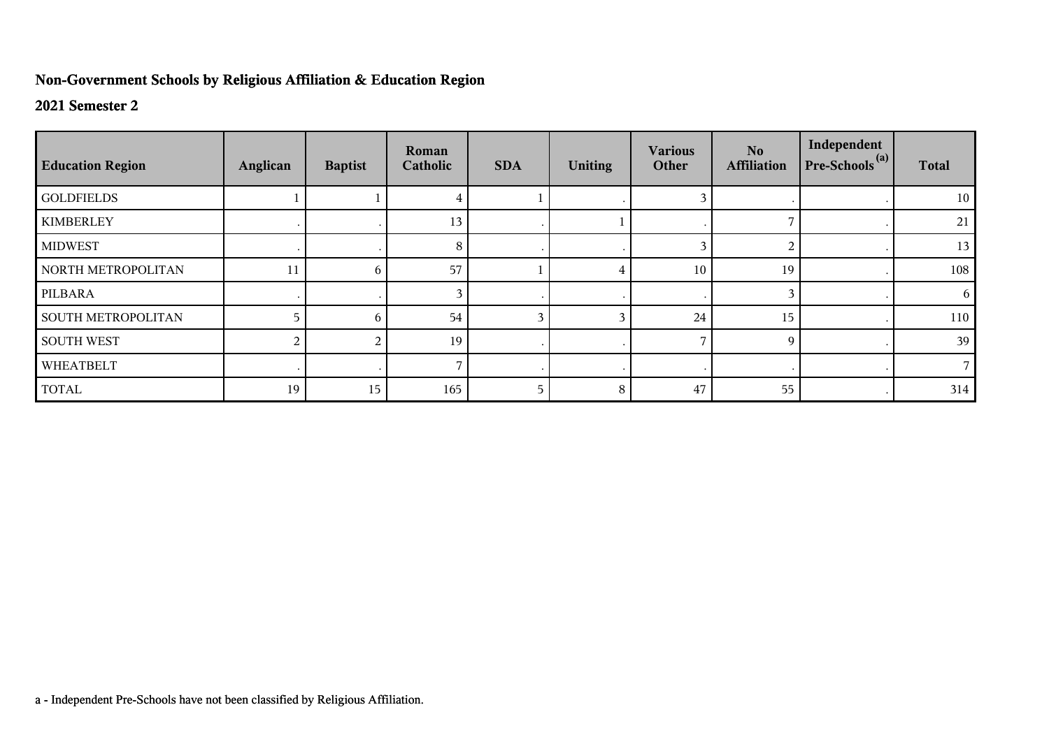## Non-Government Schools by Religious Affiliation & Education Region

### 2021 Semester 2

| Education Region | Anglican | Baptist | Roman Catholic | SDA | Uniting | Various Other | No Affiliation | Independent Pre-Schools [a] | Total |
|---|---|---|---|---|---|---|---|---|---|
| GOLDFIELDS | 1 | 1 | 4 | 1 | . | 3 | . | . | 10 |
| KIMBERLEY | . | . | 13 | . | 1 | . | 7 | . | 21 |
| MIDWEST | . | . | 8 | . | . | 3 | 2 | . | 13 |
| NORTH METROPOLITAN | 11 | 6 | 57 | 1 | 4 | 10 | 19 | . | 108 |
| PILBARA | . | . | 3 | . | . | . | 3 | . | 6 |
| SOUTH METROPOLITAN | 5 | 6 | 54 | 3 | 3 | 24 | 15 | . | 110 |
| SOUTH WEST | 2 | 2 | 19 | . | . | 7 | 9 | . | 39 |
| WHEATBELT | . | . | 7 | . | . | . | . | . | 7 |
| TOTAL | 19 | 15 | 165 | 5 | 8 | 47 | 55 | . | 314 |

a - Independent Pre-Schools have not been classified by Religious Affiliation.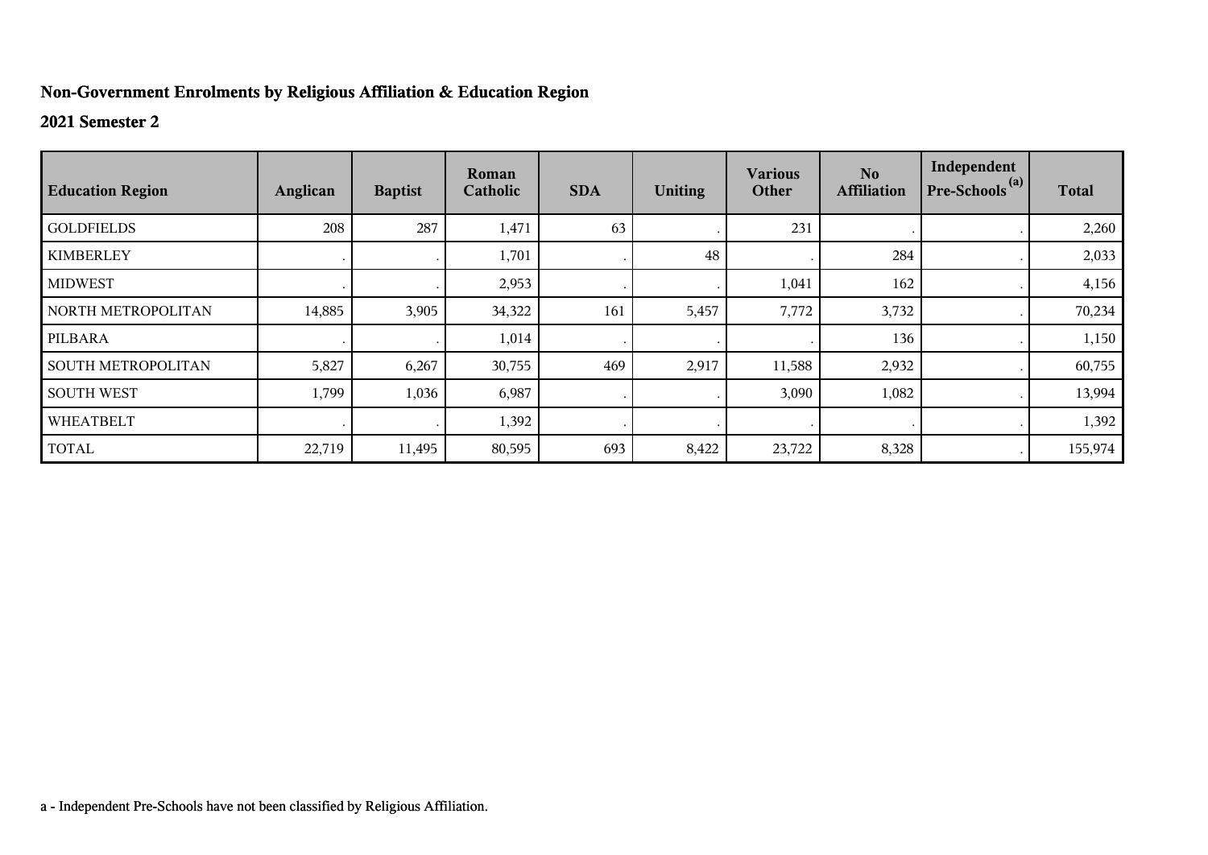**Non-Government Enrolments by Religious Affiliation & Education Region**

**2021 Semester 2**

| Education Region | Anglican | Baptist | Roman Catholic | SDA | Uniting | Various Other | No Affiliation | Independent Pre-Schools [(a)] | Total |
|---|---|---|---|---|---|---|---|---|---|
| GOLDFIELDS | 208 | 287 | 1,471 | 63 | . | 231 | . | . | 2,260 |
| KIMBERLEY | . | . | 1,701 | . | 48 | . | 284 | . | 2,033 |
| MIDWEST | . | . | 2,953 | . | . | 1,041 | 162 | . | 4,156 |
| NORTH METROPOLITAN | 14,885 | 3,905 | 34,322 | 161 | 5,457 | 7,772 | 3,732 | . | 70,234 |
| PILBARA | . | . | 1,014 | . | . | . | 136 | . | 1,150 |
| SOUTH METROPOLITAN | 5,827 | 6,267 | 30,755 | 469 | 2,917 | 11,588 | 2,932 | . | 60,755 |
| SOUTH WEST | 1,799 | 1,036 | 6,987 | . | . | 3,090 | 1,082 | . | 13,994 |
| WHEATBELT | . | . | 1,392 | . | . | . | . | . | 1,392 |
| TOTAL | 22,719 | 11,495 | 80,595 | 693 | 8,422 | 23,722 | 8,328 | . | 155,974 |

a - Independent Pre-Schools have not been classified by Religious Affiliation.